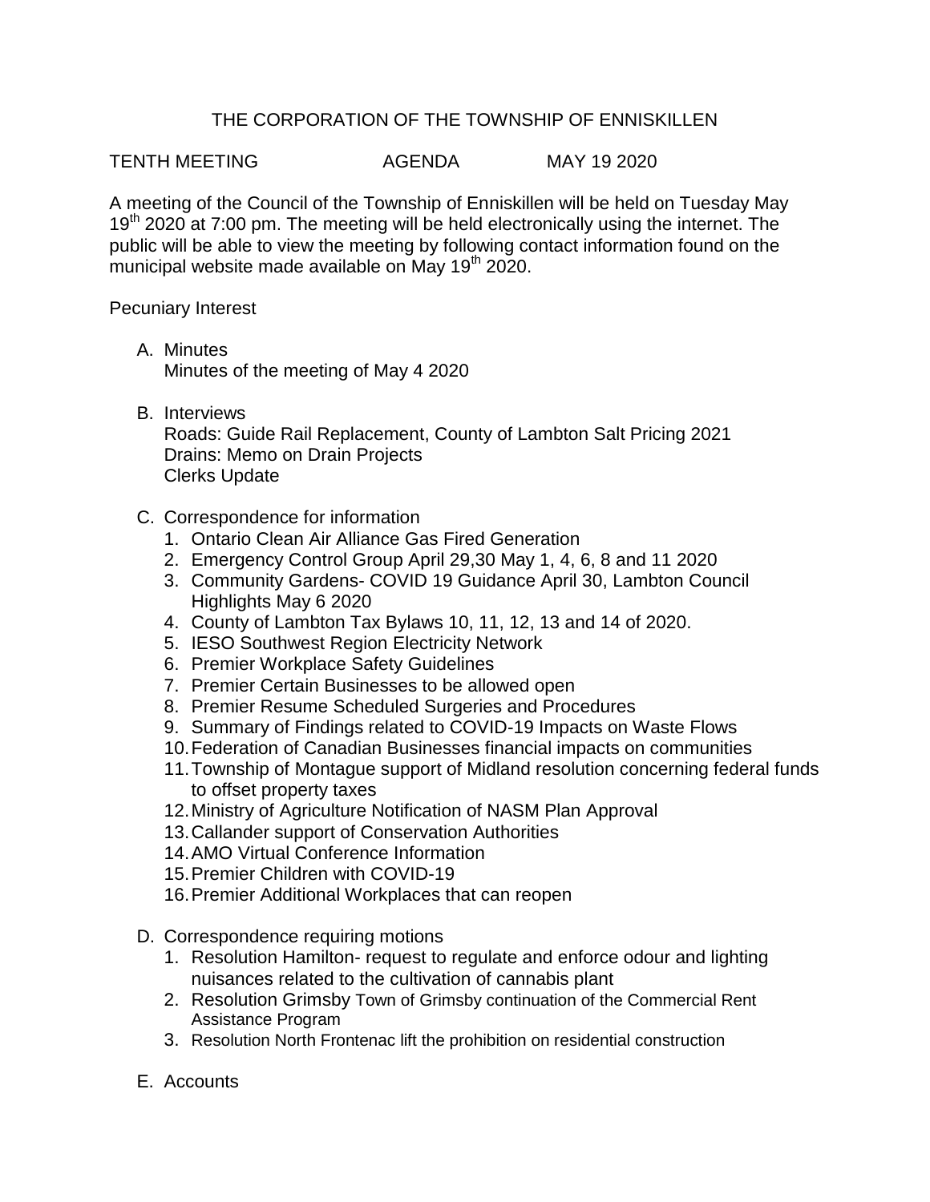THE CORPORATION OF THE TOWNSHIP OF ENNISKILLEN

TENTH MEETING AGENDA MAY 19 2020

A meeting of the Council of the Township of Enniskillen will be held on Tuesday May 19th 2020 at 7:00 pm. The meeting will be held electronically using the internet. The public will be able to view the meeting by following contact information found on the municipal website made available on May 19th 2020.

Pecuniary Interest

A. Minutes
   Minutes of the meeting of May 4 2020

B. Interviews
   Roads: Guide Rail Replacement, County of Lambton Salt Pricing 2021
   Drains: Memo on Drain Projects
   Clerks Update

C. Correspondence for information
   1. Ontario Clean Air Alliance Gas Fired Generation
   2. Emergency Control Group April 29,30 May 1, 4, 6, 8 and 11 2020
   3. Community Gardens- COVID 19 Guidance April 30, Lambton Council Highlights May 6 2020
   4. County of Lambton Tax Bylaws 10, 11, 12, 13 and 14 of 2020.
   5. IESO Southwest Region Electricity Network
   6. Premier Workplace Safety Guidelines
   7. Premier Certain Businesses to be allowed open
   8. Premier Resume Scheduled Surgeries and Procedures
   9. Summary of Findings related to COVID-19 Impacts on Waste Flows
   10. Federation of Canadian Businesses financial impacts on communities
   11. Township of Montague support of Midland resolution concerning federal funds to offset property taxes
   12. Ministry of Agriculture Notification of NASM Plan Approval
   13. Callander support of Conservation Authorities
   14. AMO Virtual Conference Information
   15. Premier Children with COVID-19
   16. Premier Additional Workplaces that can reopen

D. Correspondence requiring motions
   1. Resolution Hamilton- request to regulate and enforce odour and lighting nuisances related to the cultivation of cannabis plant
   2. Resolution Grimsby Town of Grimsby continuation of the Commercial Rent Assistance Program
   3. Resolution North Frontenac lift the prohibition on residential construction

E. Accounts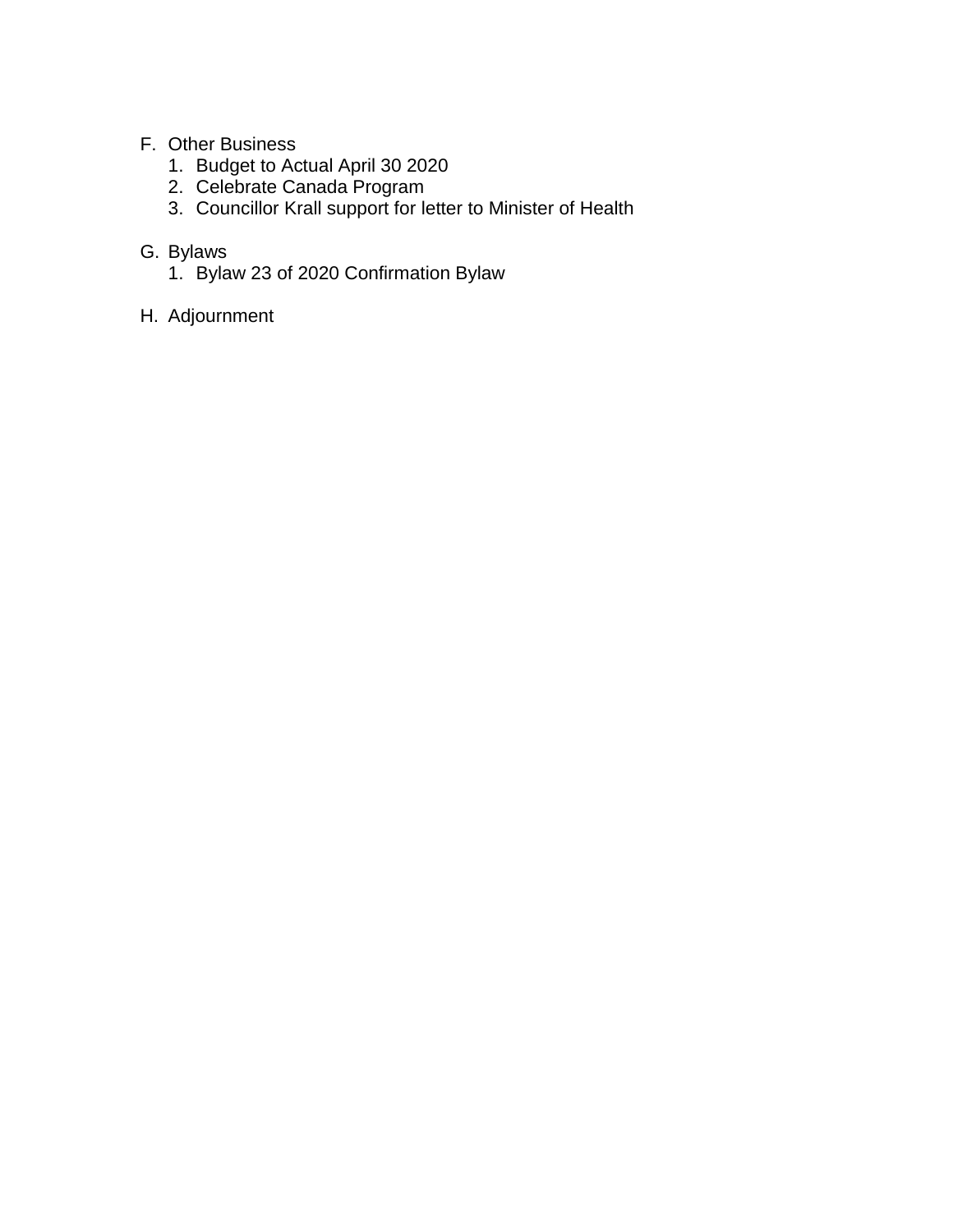F. Other Business
   1. Budget to Actual April 30 2020
   2. Celebrate Canada Program
   3. Councillor Krall support for letter to Minister of Health

G. Bylaws
   1. Bylaw 23 of 2020 Confirmation Bylaw

H. Adjournment